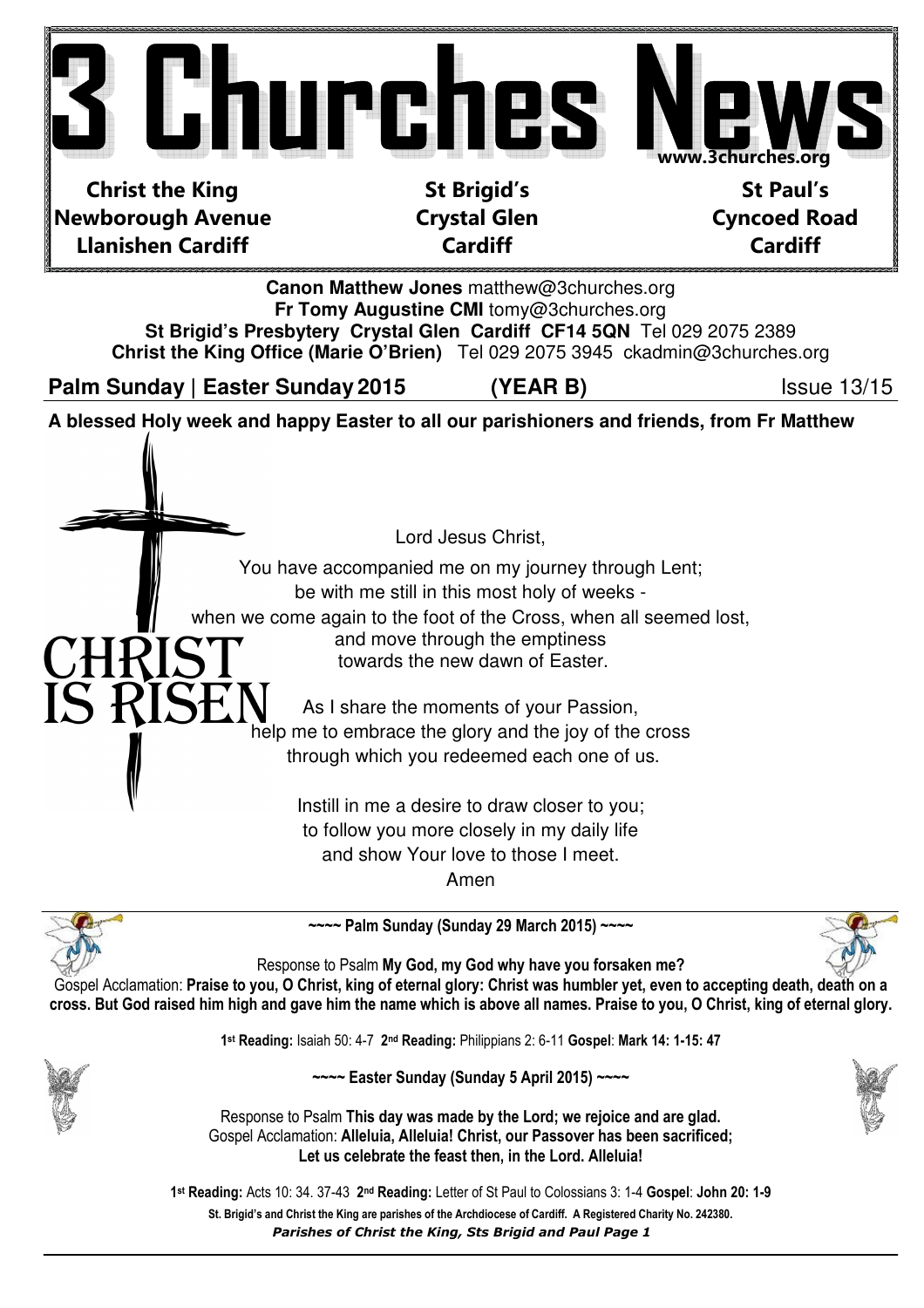# 3 Churches News

www.3churches.org

**Christ the King**
**Newborough Avenue**
**Llanishen Cardiff**

**St Brigid's**
**Crystal Glen**
**Cardiff**

**St Paul's**
**Cyncoed Road**
**Cardiff**

**Canon Matthew Jones** matthew@3churches.org
**Fr Tomy Augustine CMI** tomy@3churches.org
**St Brigid's Presbytery Crystal Glen Cardiff CF14 5QN** Tel 029 2075 2389
**Christ the King Office (Marie O'Brien)** Tel 029 2075 3945 ckadmin@3churches.org

**Palm Sunday | Easter Sunday 2015** **(YEAR B)** Issue 13/15

**A blessed Holy week and happy Easter to all our parishioners and friends, from Fr Matthew**

CHRIST IS RISEN

Lord Jesus Christ,

You have accompanied me on my journey through Lent;
be with me still in this most holy of weeks -
when we come again to the foot of the Cross, when all seemed lost,
and move through the emptiness
towards the new dawn of Easter.

As I share the moments of your Passion,
help me to embrace the glory and the joy of the cross
through which you redeemed each one of us.

Instill in me a desire to draw closer to you;
to follow you more closely in my daily life
and show Your love to those I meet.
Amen

**~~~~ Palm Sunday (Sunday 29 March 2015) ~~~~**

Response to Psalm **My God, my God why have you forsaken me?**
Gospel Acclamation: **Praise to you, O Christ, king of eternal glory: Christ was humbler yet, even to accepting death, death on a cross. But God raised him high and gave him the name which is above all names. Praise to you, O Christ, king of eternal glory.**

**1st Reading:** Isaiah 50: 4-7 **2nd Reading:** Philippians 2: 6-11 **Gospel**: **Mark 14: 1-15: 47**

**~~~~ Easter Sunday (Sunday 5 April 2015) ~~~~**

Response to Psalm **This day was made by the Lord; we rejoice and are glad.**
Gospel Acclamation: **Alleluia, Alleluia! Christ, our Passover has been sacrificed; Let us celebrate the feast then, in the Lord. Alleluia!**

**1st Reading:** Acts 10: 34. 37-43 **2nd Reading:** Letter of St Paul to Colossians 3: 1-4 **Gospel**: **John 20: 1-9**

**St. Brigid's and Christ the King are parishes of the Archdiocese of Cardiff. A Registered Charity No. 242380.**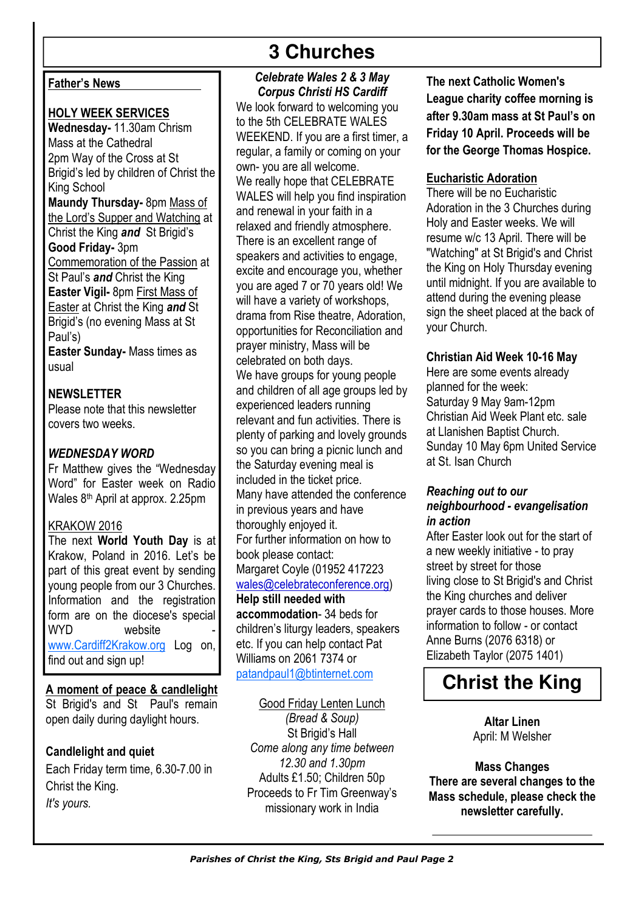# 3 Churches

## Father's News

**HOLY WEEK SERVICES**

**Wednesday-** 11.30am Chrism Mass at the Cathedral
2pm Way of the Cross at St Brigid's led by children of Christ the King School

**Maundy Thursday-** 8pm Mass of the Lord's Supper and Watching at Christ the King ***and*** St Brigid's

**Good Friday-** 3pm Commemoration of the Passion at St Paul's ***and*** Christ the King

**Easter Vigil-** 8pm First Mass of Easter at Christ the King ***and*** St Brigid's (no evening Mass at St Paul's)

**Easter Sunday-** Mass times as usual

**NEWSLETTER**

Please note that this newsletter covers two weeks.

***WEDNESDAY WORD***

Fr Matthew gives the "Wednesday Word" for Easter week on Radio Wales 8th April at approx. 2.25pm

KRAKOW 2016

The next **World Youth Day** is at Krakow, Poland in 2016. Let's be part of this great event by sending young people from our 3 Churches. Information and the registration form are on the diocese's special WYD website - www.Cardiff2Krakow.org Log on, find out and sign up!

**A moment of peace & candlelight**

St Brigid's and St Paul's remain open daily during daylight hours.

**Candlelight and quiet**

Each Friday term time, 6.30-7.00 in Christ the King.
*It's yours.*

***Celebrate Wales 2 & 3 May Corpus Christi HS Cardiff***

We look forward to welcoming you to the 5th CELEBRATE WALES WEEKEND. If you are a first timer, a regular, a family or coming on your own- you are all welcome.
We really hope that CELEBRATE WALES will help you find inspiration and renewal in your faith in a relaxed and friendly atmosphere. There is an excellent range of speakers and activities to engage, excite and encourage you, whether you are aged 7 or 70 years old! We will have a variety of workshops, drama from Rise theatre, Adoration, opportunities for Reconciliation and prayer ministry, Mass will be celebrated on both days.
We have groups for young people and children of all age groups led by experienced leaders running relevant and fun activities. There is plenty of parking and lovely grounds so you can bring a picnic lunch and the Saturday evening meal is included in the ticket price.
Many have attended the conference in previous years and have thoroughly enjoyed it.
For further information on how to book please contact:
Margaret Coyle (01952 417223 wales@celebrateconference.org)
**Help still needed with accommodation**- 34 beds for children's liturgy leaders, speakers etc. If you can help contact Pat Williams on 2061 7374 or patandpaul1@btinternet.com

Good Friday Lenten Lunch
*(Bread & Soup)*
St Brigid's Hall
*Come along any time between 12.30 and 1.30pm*
Adults £1.50; Children 50p
Proceeds to Fr Tim Greenway's missionary work in India

**The next Catholic Women's League charity coffee morning is after 9.30am mass at St Paul's on Friday 10 April. Proceeds will be for the George Thomas Hospice.**

**Eucharistic Adoration**

There will be no Eucharistic Adoration in the 3 Churches during Holy and Easter weeks. We will resume w/c 13 April. There will be "Watching" at St Brigid's and Christ the King on Holy Thursday evening until midnight. If you are available to attend during the evening please sign the sheet placed at the back of your Church.

**Christian Aid Week 10-16 May**

Here are some events already planned for the week:
Saturday 9 May 9am-12pm Christian Aid Week Plant etc. sale at Llanishen Baptist Church.
Sunday 10 May 6pm United Service at St. Isan Church

***Reaching out to our neighbourhood - evangelisation in action***

After Easter look out for the start of a new weekly initiative - to pray street by street for those living close to St Brigid's and Christ the King churches and deliver prayer cards to those houses. More information to follow - or contact Anne Burns (2076 6318) or Elizabeth Taylor (2075 1401)

# Christ the King

**Altar Linen**
April: M Welsher

**Mass Changes**
**There are several changes to the Mass schedule, please check the newsletter carefully.**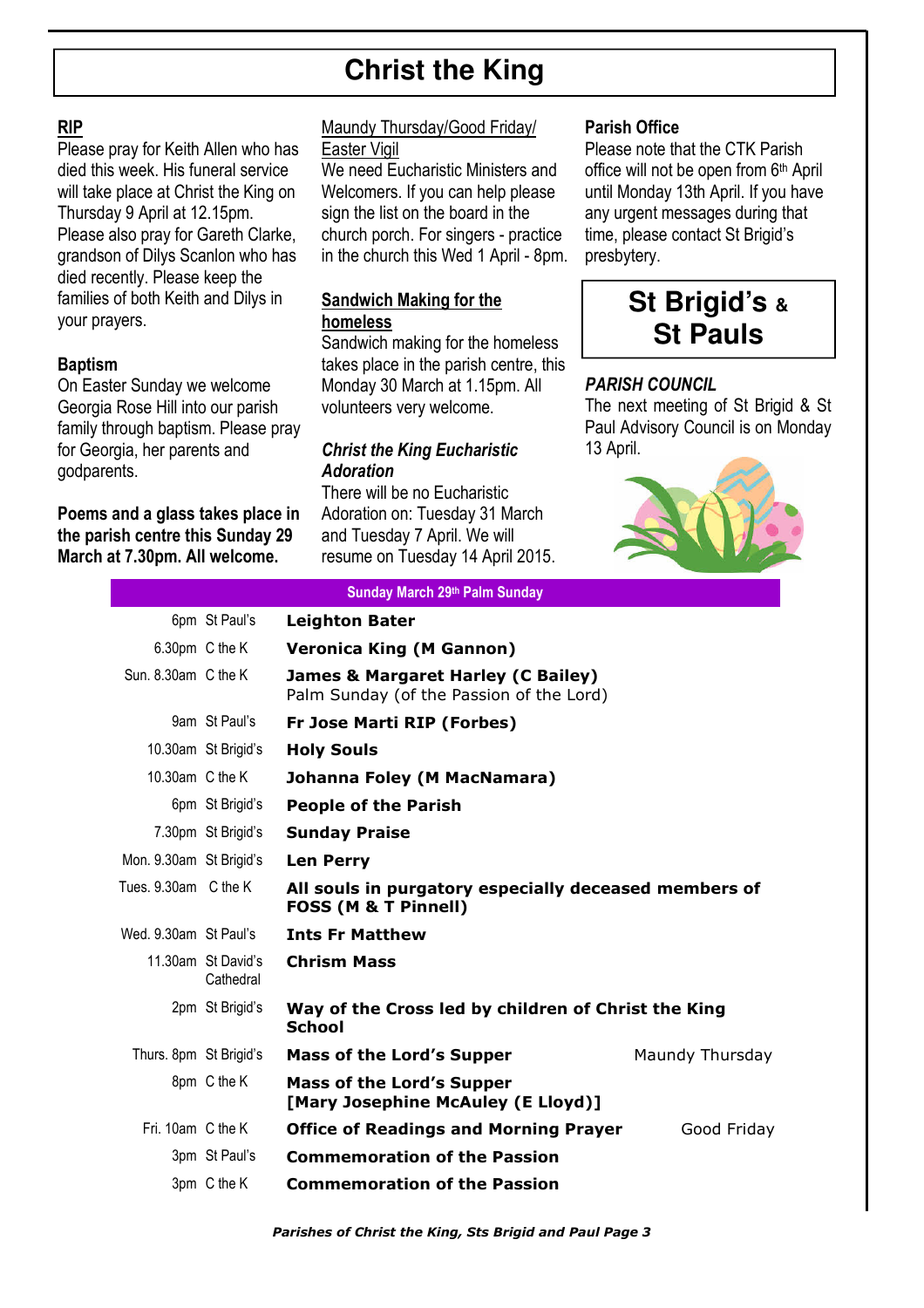# Christ the King

**RIP**

Please pray for Keith Allen who has died this week. His funeral service will take place at Christ the King on Thursday 9 April at 12.15pm. Please also pray for Gareth Clarke, grandson of Dilys Scanlon who has died recently. Please keep the families of both Keith and Dilys in your prayers.

**Baptism**

On Easter Sunday we welcome Georgia Rose Hill into our parish family through baptism. Please pray for Georgia, her parents and godparents.

**Poems and a glass takes place in the parish centre this Sunday 29 March at 7.30pm. All welcome.**

Maundy Thursday/Good Friday/ Easter Vigil

We need Eucharistic Ministers and Welcomers. If you can help please sign the list on the board in the church porch. For singers - practice in the church this Wed 1 April - 8pm.

**Sandwich Making for the homeless**

Sandwich making for the homeless takes place in the parish centre, this Monday 30 March at 1.15pm. All volunteers very welcome.

***Christ the King Eucharistic Adoration***

There will be no Eucharistic Adoration on: Tuesday 31 March and Tuesday 7 April. We will resume on Tuesday 14 April 2015.

**Parish Office**

Please note that the CTK Parish office will not be open from 6th April until Monday 13th April. If you have any urgent messages during that time, please contact St Brigid's presbytery.

# St Brigid's & St Pauls

***PARISH COUNCIL***

The next meeting of St Brigid & St Paul Advisory Council is on Monday 13 April.

**Sunday March 29th Palm Sunday**

| Time | Church | Intention | |
|---|---|---|---|
| 6pm | St Paul's | **Leighton Bater** | |
| 6.30pm | C the K | **Veronica King (M Gannon)** | |
| Sun. 8.30am | C the K | **James & Margaret Harley (C Bailey)** Palm Sunday (of the Passion of the Lord) | |
| 9am | St Paul's | **Fr Jose Marti RIP (Forbes)** | |
| 10.30am | St Brigid's | **Holy Souls** | |
| 10.30am | C the K | **Johanna Foley (M MacNamara)** | |
| 6pm | St Brigid's | **People of the Parish** | |
| 7.30pm | St Brigid's | **Sunday Praise** | |
| Mon. 9.30am | St Brigid's | **Len Perry** | |
| Tues. 9.30am | C the K | **All souls in purgatory especially deceased members of FOSS (M & T Pinnell)** | |
| Wed. 9.30am | St Paul's | **Ints Fr Matthew** | |
| 11.30am | St David's Cathedral | **Chrism Mass** | |
| 2pm | St Brigid's | **Way of the Cross led by children of Christ the King School** | |
| Thurs. 8pm | St Brigid's | **Mass of the Lord's Supper** | Maundy Thursday |
| 8pm | C the K | **Mass of the Lord's Supper [Mary Josephine McAuley (E Lloyd)]** | |
| Fri. 10am | C the K | **Office of Readings and Morning Prayer** | Good Friday |
| 3pm | St Paul's | **Commemoration of the Passion** | |
| 3pm | C the K | **Commemoration of the Passion** | |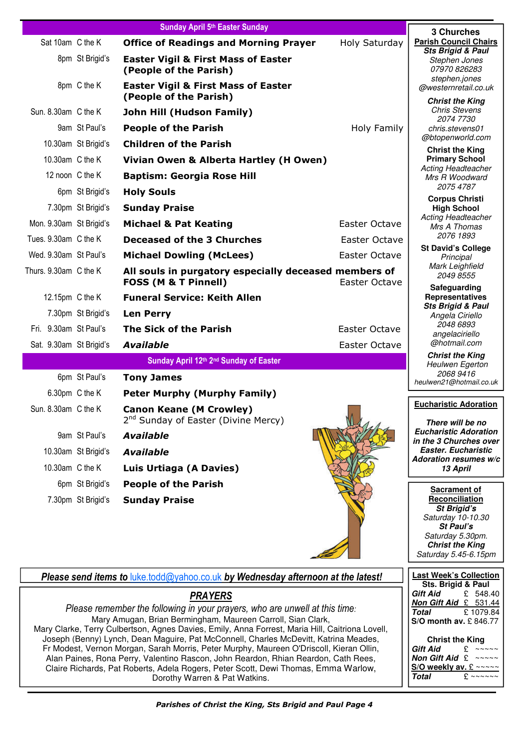## Sunday April 5th Easter Sunday

| | | | |
|---|---|---|---|
| Sat 10am | C the K | **Office of Readings and Morning Prayer** | Holy Saturday |
| 8pm | St Brigid's | **Easter Vigil & First Mass of Easter (People of the Parish)** | |
| 8pm | C the K | **Easter Vigil & First Mass of Easter (People of the Parish)** | |
| Sun. 8.30am | C the K | **John Hill (Hudson Family)** | |
| 9am | St Paul's | **People of the Parish** | Holy Family |
| 10.30am | St Brigid's | **Children of the Parish** | |
| 10.30am | C the K | **Vivian Owen & Alberta Hartley (H Owen)** | |
| 12 noon | C the K | **Baptism: Georgia Rose Hill** | |
| 6pm | St Brigid's | **Holy Souls** | |
| 7.30pm | St Brigid's | **Sunday Praise** | |
| Mon. 9.30am | St Brigid's | **Michael & Pat Keating** | Easter Octave |
| Tues. 9.30am | C the K | **Deceased of the 3 Churches** | Easter Octave |
| Wed. 9.30am | St Paul's | **Michael Dowling (McLees)** | Easter Octave |
| Thurs. 9.30am | C the K | **All souls in purgatory especially deceased members of FOSS (M & T Pinnell)** | Easter Octave |
| 12.15pm | C the K | **Funeral Service: Keith Allen** | |
| 7.30pm | St Brigid's | **Len Perry** | |
| Fri. 9.30am | St Paul's | **The Sick of the Parish** | Easter Octave |
| Sat. 9.30am | St Brigid's | ***Available*** | Easter Octave |

## Sunday April 12th 2nd Sunday of Easter

| | | | |
|---|---|---|---|
| 6pm | St Paul's | **Tony James** | |
| 6.30pm | C the K | **Peter Murphy (Murphy Family)** | |
| Sun. 8.30am | C the K | **Canon Keane (M Crowley)** 2nd Sunday of Easter (Divine Mercy) | |
| 9am | St Paul's | ***Available*** | |
| 10.30am | St Brigid's | ***Available*** | |
| 10.30am | C the K | **Luis Urtiaga (A Davies)** | |
| 6pm | St Brigid's | **People of the Parish** | |
| 7.30pm | St Brigid's | **Sunday Praise** | |

***Please send items to* luke.todd@yahoo.co.uk *by Wednesday afternoon at the latest!***

## *PRAYERS*

*Please remember the following in your prayers, who are unwell at this time:*
Mary Amugan, Brian Bermingham, Maureen Carroll, Sian Clark, Mary Clarke, Terry Culbertson, Agnes Davies, Emily, Anna Forrest, Maria Hill, Caitriona Lovell, Joseph (Benny) Lynch, Dean Maguire, Pat McConnell, Charles McDevitt, Katrina Meades, Fr Modest, Vernon Morgan, Sarah Morris, Peter Murphy, Maureen O'Driscoll, Kieran Ollin, Alan Paines, Rona Perry, Valentino Rascon, John Reardon, Rhian Reardon, Cath Rees, Claire Richards, Pat Roberts, Adela Rogers, Peter Scott, Dewi Thomas, Emma Warlow, Dorothy Warren & Pat Watkins.

---

**3 Churches**
**Parish Council Chairs**
***Sts Brigid & Paul***
*Stephen Jones*
*07970 826283*
*stephen.jones@westernretail.co.uk*

***Christ the King***
*Chris Stevens*
*2074 7730*
*chris.stevens01@btopenworld.com*

**Christ the King Primary School**
*Acting Headteacher*
*Mrs R Woodward*
*2075 4787*

**Corpus Christi High School**
*Acting Headteacher*
*Mrs A Thomas*
*2076 1893*

**St David's College**
*Principal*
*Mark Leighfield*
*2049 8555*

**Safeguarding Representatives**
***Sts Brigid & Paul***
*Angela Ciriello*
*2048 6893*
*angelaciriello@hotmail.com*

***Christ the King***
*Heulwen Egerton*
*2068 9416*
*heulwen21@hotmail.co.uk*

**Eucharistic Adoration**

***There will be no Eucharistic Adoration in the 3 Churches over Easter. Eucharistic Adoration resumes w/c 13 April***

**Sacrament of Reconciliation**
***St Brigid's***
*Saturday 10-10.30*
***St Paul's***
*Saturday 5.30pm.*
***Christ the King***
*Saturday 5.45-6.15pm*

**Last Week's Collection**
**Sts. Brigid & Paul**

| | |
|---|---|
| ***Gift Aid*** | £ 548.40 |
| ***Non Gift Aid*** | £ 531.44 |
| ***Total*** | £ 1079.84 |
| **S/O month av.** | £ 846.77 |

**Christ the King**

| | |
|---|---|
| ***Gift Aid*** | £ ~~~~~ |
| ***Non Gift Aid*** | £ ~~~~~ |
| **S/O weekly av.** | £ ~~~~~ |
| ***Total*** | £ ~~~~~~ |